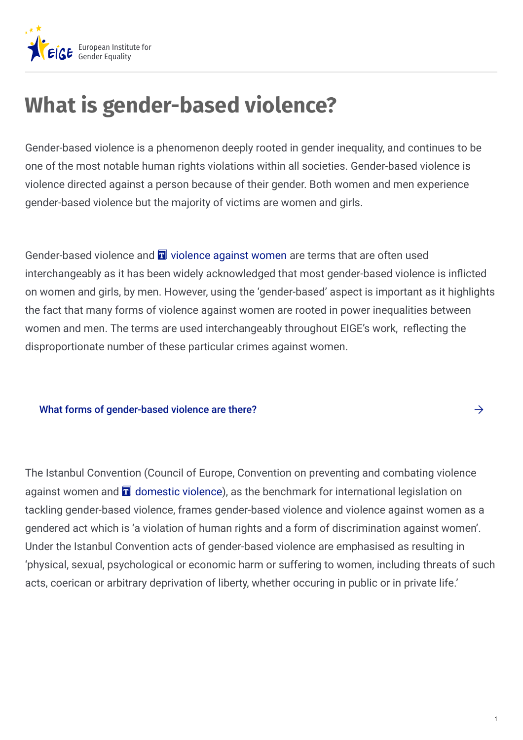# What is gender-based violence?

Gender-based violence is a phenomenon deeply rooted in gender inequality, and continues to be one of the most notable human rights violations within all societies. Gender-based violence is violence directed against a person because of their gender. Both women and men experience gender-based violence but the majority of victims are women and girls.

Gender-based violence and violence against women are terms that are often used interchangeably as it has been widely acknowledged that most gender-based violence is inflicted on women and girls, by men. However, using the 'gender-based' aspect is important as it highlights the fact that many forms of violence against women are rooted in power inequalities between women and men. The terms are used interchangeably throughout EIGE's work, reflecting the disproportionate number of these particular crimes against women.

What forms of gender-based violence are there? →

The Istanbul Convention (Council of Europe, Convention on preventing and combating violence against women and domestic violence), as the benchmark for international legislation on tackling gender-based violence, frames gender-based violence and violence against women as a gendered act which is 'a violation of human rights and a form of discrimination against women'. Under the Istanbul Convention acts of gender-based violence are emphasised as resulting in 'physical, sexual, psychological or economic harm or suffering to women, including threats of such acts, coerican or arbitrary deprivation of liberty, whether occuring in public or in private life.'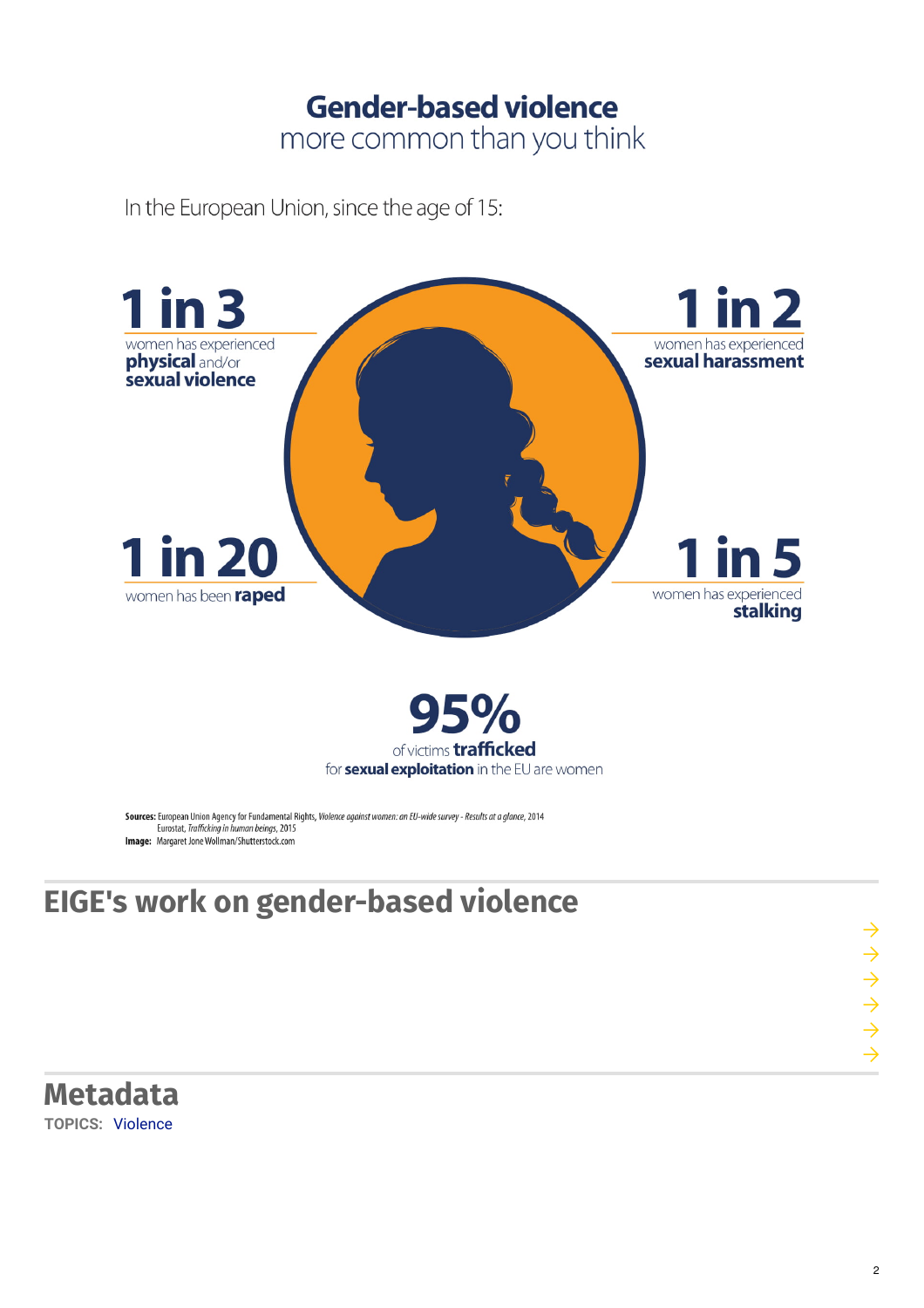# Gender-based violence
more common than you think

In the European Union, since the age of 15:

**1 in 3**
women has experienced **physical** and/or **sexual violence**

**1 in 2**
women has experienced **sexual harassment**

**1 in 20**
women has been **raped**

**1 in 5**
women has experienced **stalking**

**95%**
of victims **trafficked** for **sexual exploitation** in the EU are women

**Sources:** European Union Agency for Fundamental Rights, *Violence against women: an EU-wide survey - Results at a glance*, 2014
Eurostat, *Trafficking in human beings*, 2015
**Image:** Margaret Jone Wollman/Shutterstock.com

## EIGE's work on gender-based violence

→
→
→
→
→
→

## Metadata

**TOPICS:** Violence